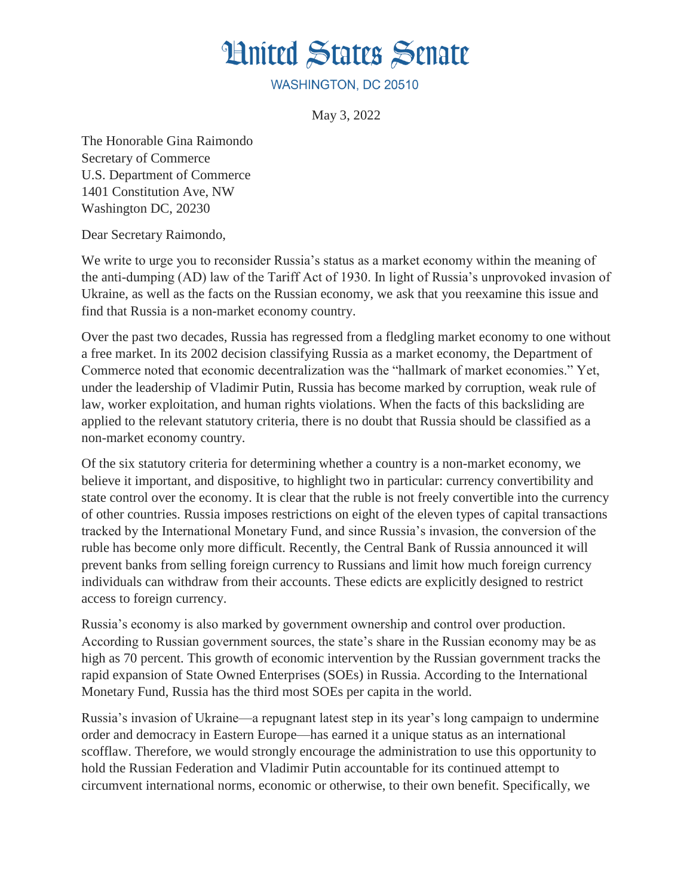# United States Senate

WASHINGTON, DC 20510

May 3, 2022

The Honorable Gina Raimondo
Secretary of Commerce
U.S. Department of Commerce
1401 Constitution Ave, NW
Washington DC, 20230

Dear Secretary Raimondo,

We write to urge you to reconsider Russia's status as a market economy within the meaning of the anti-dumping (AD) law of the Tariff Act of 1930. In light of Russia's unprovoked invasion of Ukraine, as well as the facts on the Russian economy, we ask that you reexamine this issue and find that Russia is a non-market economy country.

Over the past two decades, Russia has regressed from a fledgling market economy to one without a free market. In its 2002 decision classifying Russia as a market economy, the Department of Commerce noted that economic decentralization was the "hallmark of market economies." Yet, under the leadership of Vladimir Putin, Russia has become marked by corruption, weak rule of law, worker exploitation, and human rights violations. When the facts of this backsliding are applied to the relevant statutory criteria, there is no doubt that Russia should be classified as a non-market economy country.

Of the six statutory criteria for determining whether a country is a non-market economy, we believe it important, and dispositive, to highlight two in particular: currency convertibility and state control over the economy. It is clear that the ruble is not freely convertible into the currency of other countries. Russia imposes restrictions on eight of the eleven types of capital transactions tracked by the International Monetary Fund, and since Russia's invasion, the conversion of the ruble has become only more difficult. Recently, the Central Bank of Russia announced it will prevent banks from selling foreign currency to Russians and limit how much foreign currency individuals can withdraw from their accounts. These edicts are explicitly designed to restrict access to foreign currency.

Russia's economy is also marked by government ownership and control over production. According to Russian government sources, the state's share in the Russian economy may be as high as 70 percent. This growth of economic intervention by the Russian government tracks the rapid expansion of State Owned Enterprises (SOEs) in Russia. According to the International Monetary Fund, Russia has the third most SOEs per capita in the world.

Russia's invasion of Ukraine—a repugnant latest step in its year's long campaign to undermine order and democracy in Eastern Europe—has earned it a unique status as an international scofflaw. Therefore, we would strongly encourage the administration to use this opportunity to hold the Russian Federation and Vladimir Putin accountable for its continued attempt to circumvent international norms, economic or otherwise, to their own benefit. Specifically, we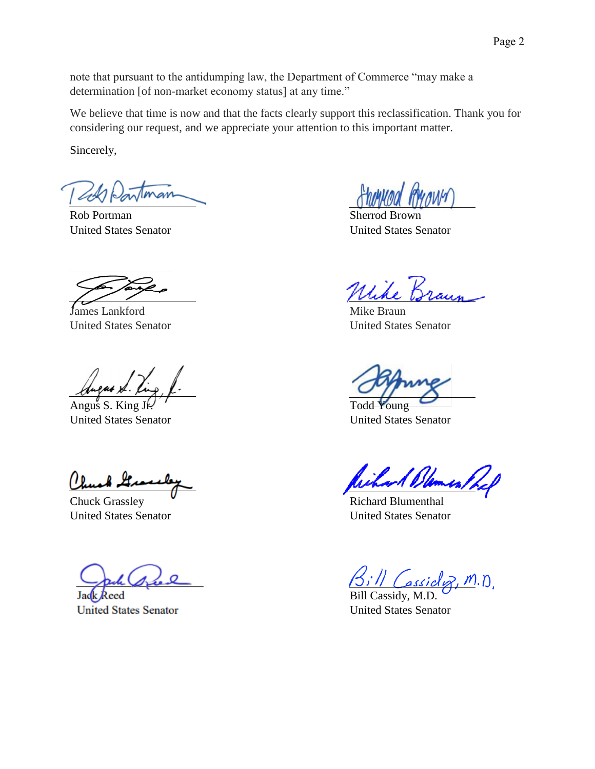note that pursuant to the antidumping law, the Department of Commerce "may make a determination [of non-market economy status] at any time."

We believe that time is now and that the facts clearly support this reclassification. Thank you for considering our request, and we appreciate your attention to this important matter.

Sincerely,

Rob Portman
United States Senator

Sherrod Brown
United States Senator

James Lankford
United States Senator

Mike Braun
United States Senator

Angus S. King Jr.
United States Senator

Todd Young
United States Senator

Chuck Grassley
United States Senator

Richard Blumenthal
United States Senator

Jack Reed
United States Senator

Bill Cassidy, M.D.
United States Senator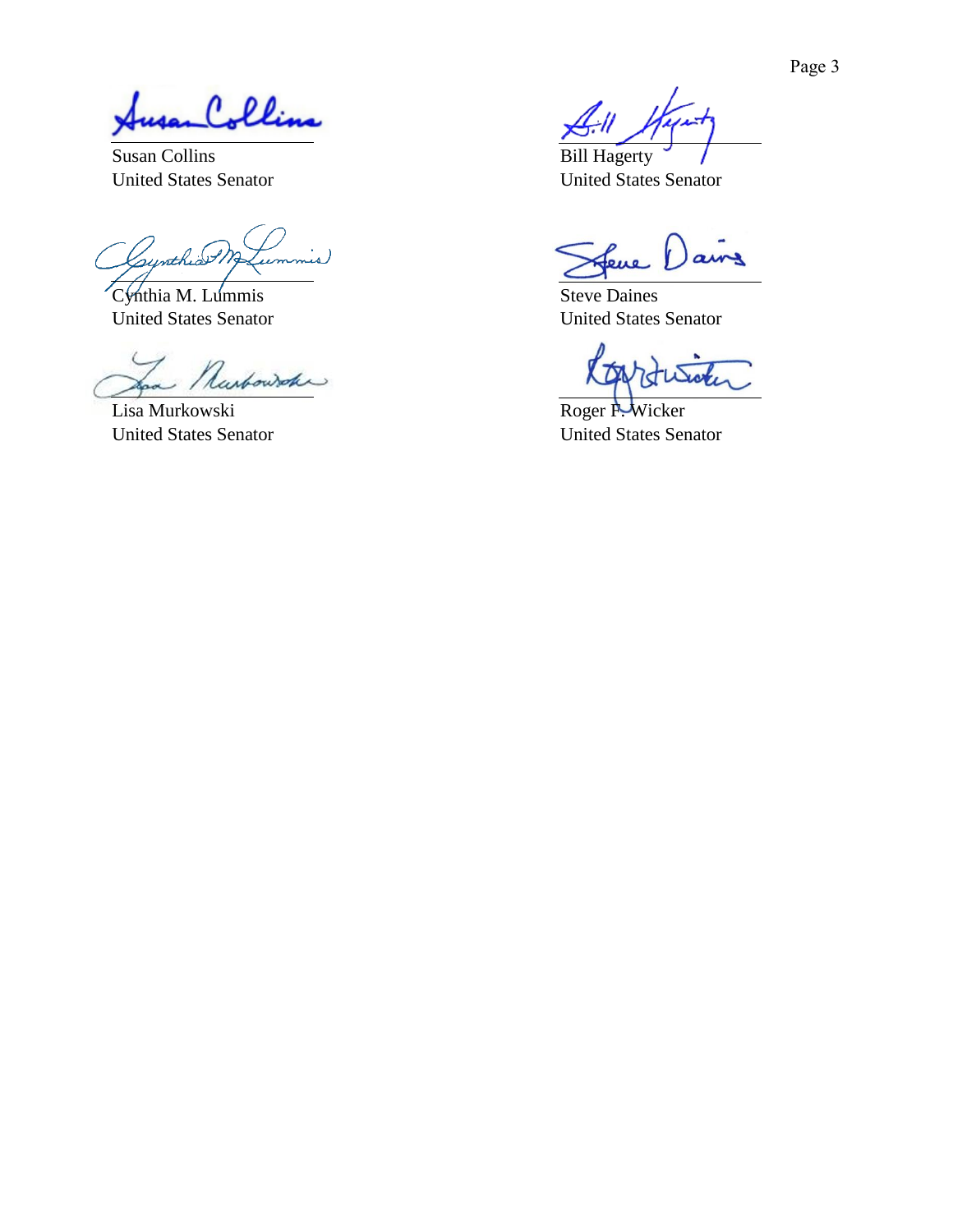Susan Collins
United States Senator

Bill Hagerty
United States Senator

Cynthia M. Lummis
United States Senator

Steve Daines
United States Senator

Lisa Murkowski
United States Senator

Roger F. Wicker
United States Senator